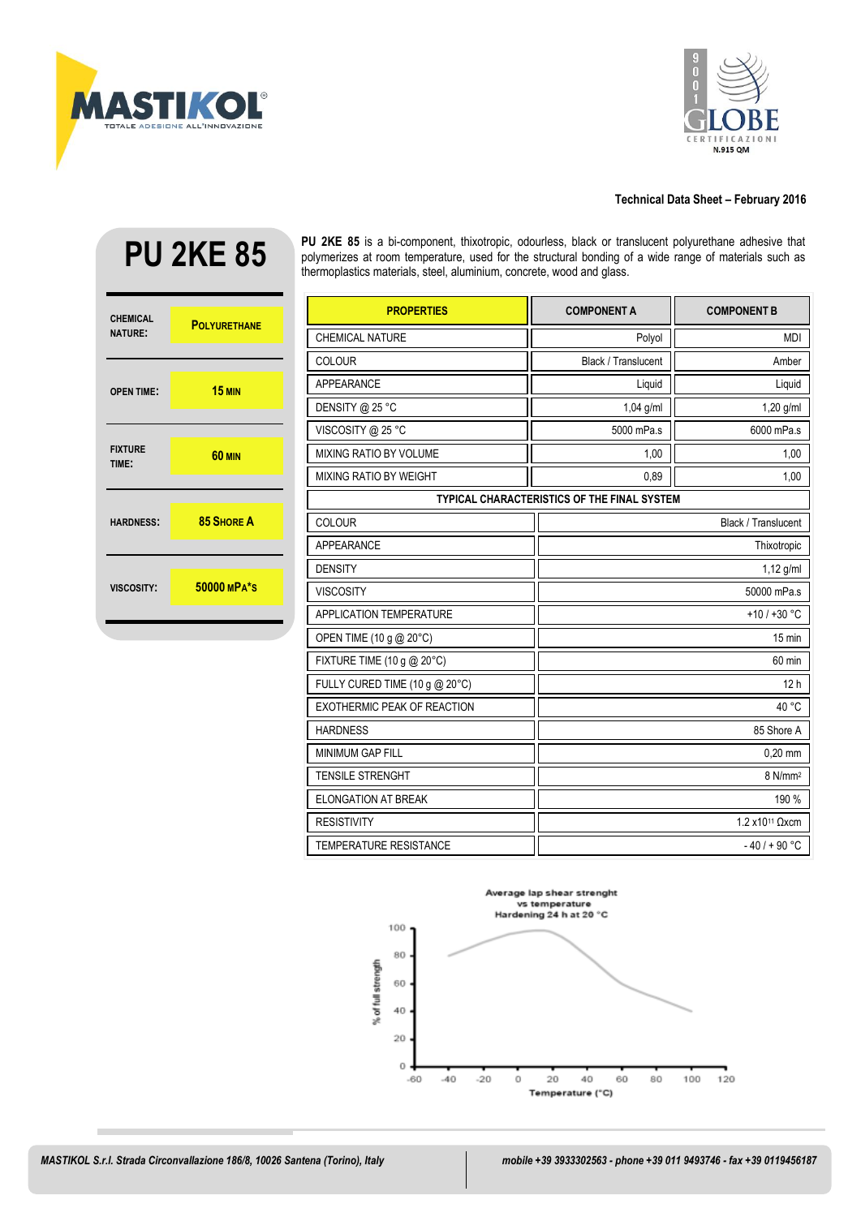Technical Data Sheet – February 2016

# PU 2KE 85

| | |
|---|---|
| CHEMICAL NATURE: | POLYURETHANE |
| OPEN TIME: | 15 MIN |
| FIXTURE TIME: | 60 MIN |
| HARDNESS: | 85 SHORE A |
| VISCOSITY: | 50000 MPA*S |

**PU 2KE 85** is a bi-component, thixotropic, odourless, black or translucent polyurethane adhesive that polymerizes at room temperature, used for the structural bonding of a wide range of materials such as thermoplastics materials, steel, aluminium, concrete, wood and glass.

| PROPERTIES | COMPONENT A | COMPONENT B |
|---|---|---|
| CHEMICAL NATURE | Polyol | MDI |
| COLOUR | Black / Translucent | Amber |
| APPEARANCE | Liquid | Liquid |
| DENSITY @ 25 °C | 1,04 g/ml | 1,20 g/ml |
| VISCOSITY @ 25 °C | 5000 mPa.s | 6000 mPa.s |
| MIXING RATIO BY VOLUME | 1,00 | 1,00 |
| MIXING RATIO BY WEIGHT | 0,89 | 1,00 |

| TYPICAL CHARACTERISTICS OF THE FINAL SYSTEM | |
|---|---|
| COLOUR | Black / Translucent |
| APPEARANCE | Thixotropic |
| DENSITY | 1,12 g/ml |
| VISCOSITY | 50000 mPa.s |
| APPLICATION TEMPERATURE | +10 / +30 °C |
| OPEN TIME (10 g @ 20°C) | 15 min |
| FIXTURE TIME (10 g @ 20°C) | 60 min |
| FULLY CURED TIME (10 g @ 20°C) | 12 h |
| EXOTHERMIC PEAK OF REACTION | 40 °C |
| HARDNESS | 85 Shore A |
| MINIMUM GAP FILL | 0,20 mm |
| TENSILE STRENGHT | 8 N/mm² |
| ELONGATION AT BREAK | 190 % |
| RESISTIVITY | $1.2 \times 10^{11}$ Ωxcm |
| TEMPERATURE RESISTANCE | - 40 / + 90 °C |

Average lap shear strenght vs temperature
Hardening 24 h at 20 °C

MASTIKOL S.r.l. Strada Circonvallazione 186/8, 10026 Santena (Torino), Italy | mobile +39 3933302563 - phone +39 011 9493746 - fax +39 0119456187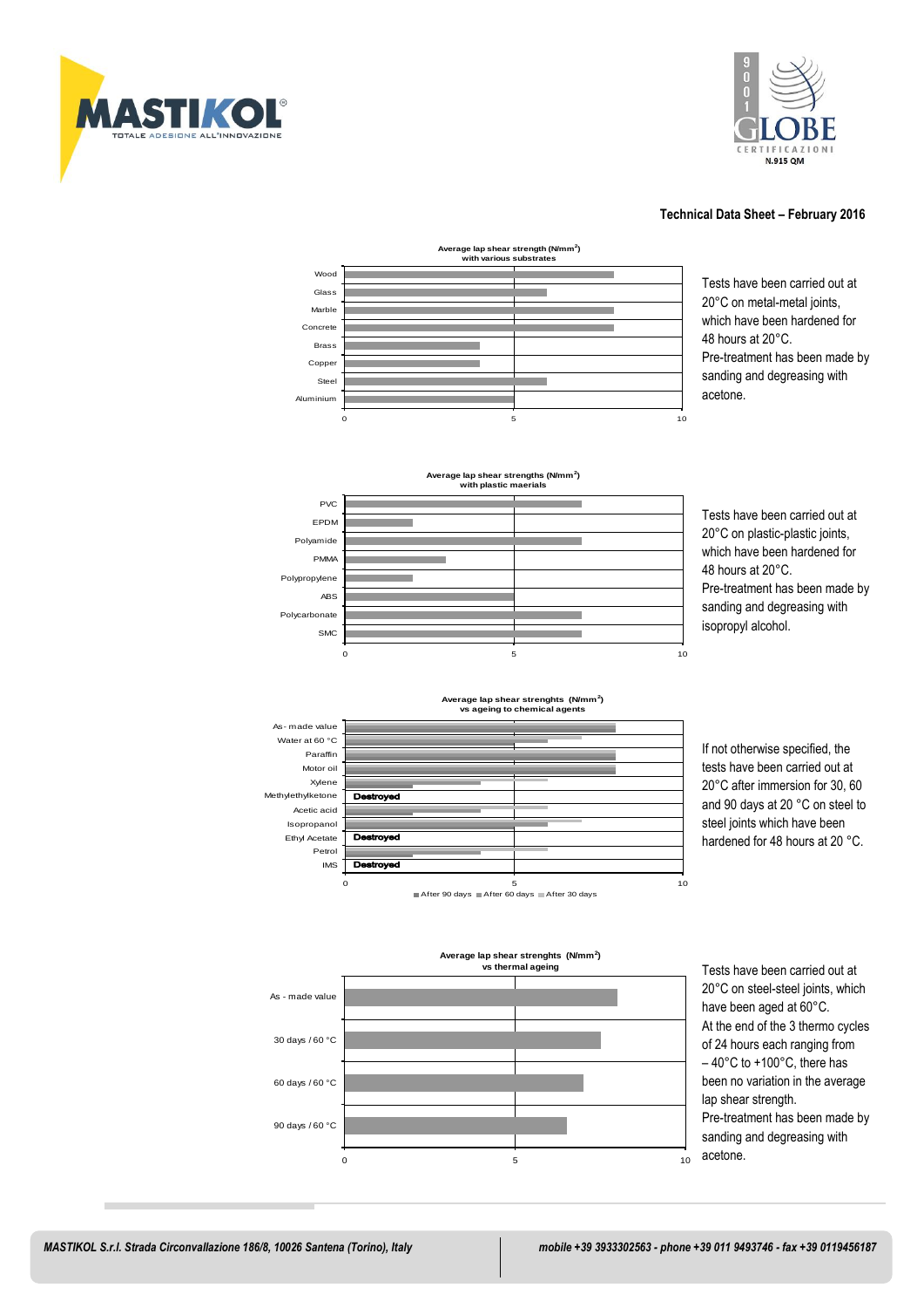Technical Data Sheet – February 2016

**Average lap shear strength (N/mm²) with various substrates**

| Substrate | Average lap shear strength (N/mm²) |
|---|---|
| Wood | 8 |
| Glass | 6 |
| Marble | 8 |
| Concrete | 8 |
| Brass | 4 |
| Copper | 4 |
| Steel | 6 |
| Aluminium | 5 |

Tests have been carried out at 20°C on metal-metal joints, which have been hardened for 48 hours at 20°C.
Pre-treatment has been made by sanding and degreasing with acetone.

**Average lap shear strengths (N/mm²) with plastic maerials**

| Material | Average lap shear strength (N/mm²) |
|---|---|
| PVC | 7 |
| EPDM | 2 |
| Polyamide | 7 |
| PMMA | 3 |
| Polypropylene | 2 |
| ABS | 5 |
| Polycarbonate | 7 |
| SMC | 7 |

Tests have been carried out at 20°C on plastic-plastic joints, which have been hardened for 48 hours at 20°C.
Pre-treatment has been made by sanding and degreasing with isopropyl alcohol.

**Average lap shear strenghts (N/mm²) vs ageing to chemical agents**

| Agent | After 90 days | After 60 days | After 30 days |
|---|---|---|---|
| As- made value | 8 | 8 | 8 |
| Water at 60 °C | 5 | 6 | 7 |
| Paraffin | 8 | 8 | 8 |
| Motor oil | 8 | 8 | 8 |
| Xylene | 2 | 4 | 6 |
| Methylethylketone | Destroyed | Destroyed | Destroyed |
| Acetic acid | 2 | 4 | 6 |
| Isopropanol | 5 | 6 | 7 |
| Ethyl Acetate | Destroyed | Destroyed | Destroyed |
| Petrol | 2 | 4 | 6 |
| IMS | Destroyed | Destroyed | Destroyed |

If not otherwise specified, the tests have been carried out at 20°C after immersion for 30, 60 and 90 days at 20 °C on steel to steel joints which have been hardened for 48 hours at 20 °C.

**Average lap shear strenghts (N/mm²) vs thermal ageing**

| Condition | Average lap shear strength (N/mm²) |
|---|---|
| As - made value | 8 |
| 30 days / 60 °C | 7.5 |
| 60 days / 60 °C | 7 |
| 90 days / 60 °C | 6.5 |

Tests have been carried out at 20°C on steel-steel joints, which have been aged at 60°C.
At the end of the 3 thermo cycles of 24 hours each ranging from – 40°C to +100°C, there has been no variation in the average lap shear strength.
Pre-treatment has been made by sanding and degreasing with acetone.

*MASTIKOL S.r.l. Strada Circonvallazione 186/8, 10026 Santena (Torino), Italy*

*mobile +39 3933302563 - phone +39 011 9493746 - fax +39 0119456187*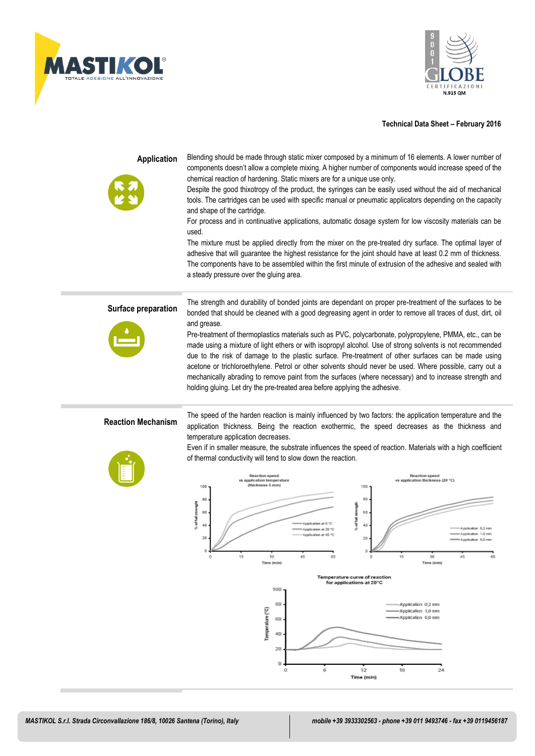Technical Data Sheet – February 2016

## Application

Blending should be made through static mixer composed by a minimum of 16 elements. A lower number of components doesn't allow a complete mixing. A higher number of components would increase speed of the chemical reaction of hardening. Static mixers are for a unique use only.

Despite the good thixotropy of the product, the syringes can be easily used without the aid of mechanical tools. The cartridges can be used with specific manual or pneumatic applicators depending on the capacity and shape of the cartridge.

For process and in continuative applications, automatic dosage system for low viscosity materials can be used.

The mixture must be applied directly from the mixer on the pre-treated dry surface. The optimal layer of adhesive that will guarantee the highest resistance for the joint should have at least 0.2 mm of thickness. The components have to be assembled within the first minute of extrusion of the adhesive and sealed with a steady pressure over the gluing area.

## Surface preparation

The strength and durability of bonded joints are dependant on proper pre-treatment of the surfaces to be bonded that should be cleaned with a good degreasing agent in order to remove all traces of dust, dirt, oil and grease.

Pre-treatment of thermoplastics materials such as PVC, polycarbonate, polypropylene, PMMA, etc., can be made using a mixture of light ethers or with isopropyl alcohol. Use of strong solvents is not recommended due to the risk of damage to the plastic surface. Pre-treatment of other surfaces can be made using acetone or trichloroethylene. Petrol or other solvents should never be used. Where possible, carry out a mechanically abrading to remove paint from the surfaces (where necessary) and to increase strength and holding gluing. Let dry the pre-treated area before applying the adhesive.

## Reaction Mechanism

The speed of the harden reaction is mainly influenced by two factors: the application temperature and the application thickness. Being the reaction exothermic, the speed decreases as the thickness and temperature application decreases.

Even if in smaller measure, the substrate influences the speed of reaction. Materials with a high coefficient of thermal conductivity will tend to slow down the reaction.

Reaction speed vs application temperature (thickness 5 mm)

Reaction speed vs application thickness (20 °C)

Temperature curve of reaction for applications at 20°C

MASTIKOL S.r.l. Strada Circonvallazione 186/8, 10026 Santena (Torino), Italy | mobile +39 3933302563 - phone +39 011 9493746 - fax +39 0119456187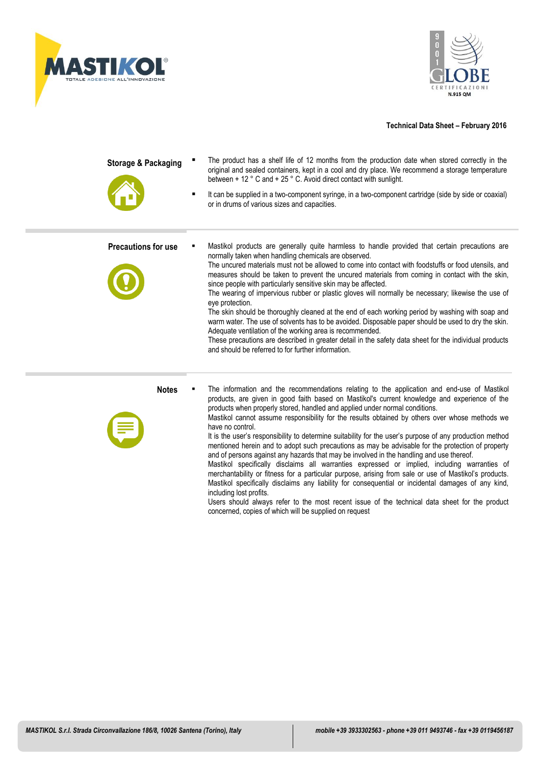Technical Data Sheet – February 2016

## Storage & Packaging

- The product has a shelf life of 12 months from the production date when stored correctly in the original and sealed containers, kept in a cool and dry place. We recommend a storage temperature between + 12 ° C and + 25 ° C. Avoid direct contact with sunlight.
- It can be supplied in a two-component syringe, in a two-component cartridge (side by side or coaxial) or in drums of various sizes and capacities.

## Precautions for use

- Mastikol products are generally quite harmless to handle provided that certain precautions are normally taken when handling chemicals are observed.
  The uncured materials must not be allowed to come into contact with foodstuffs or food utensils, and measures should be taken to prevent the uncured materials from coming in contact with the skin, since people with particularly sensitive skin may be affected.
  The wearing of impervious rubber or plastic gloves will normally be necessary; likewise the use of eye protection.
  The skin should be thoroughly cleaned at the end of each working period by washing with soap and warm water. The use of solvents has to be avoided. Disposable paper should be used to dry the skin.
  Adequate ventilation of the working area is recommended.
  These precautions are described in greater detail in the safety data sheet for the individual products and should be referred to for further information.

## Notes

- The information and the recommendations relating to the application and end-use of Mastikol products, are given in good faith based on Mastikol's current knowledge and experience of the products when properly stored, handled and applied under normal conditions.
  Mastikol cannot assume responsibility for the results obtained by others over whose methods we have no control.
  It is the user's responsibility to determine suitability for the user's purpose of any production method mentioned herein and to adopt such precautions as may be advisable for the protection of property and of persons against any hazards that may be involved in the handling and use thereof.
  Mastikol specifically disclaims all warranties expressed or implied, including warranties of merchantability or fitness for a particular purpose, arising from sale or use of Mastikol's products.
  Mastikol specifically disclaims any liability for consequential or incidental damages of any kind, including lost profits.
  Users should always refer to the most recent issue of the technical data sheet for the product concerned, copies of which will be supplied on request

*MASTIKOL S.r.l. Strada Circonvallazione 186/8, 10026 Santena (Torino), Italy* | *mobile +39 3933302563 - phone +39 011 9493746 - fax +39 0119456187*